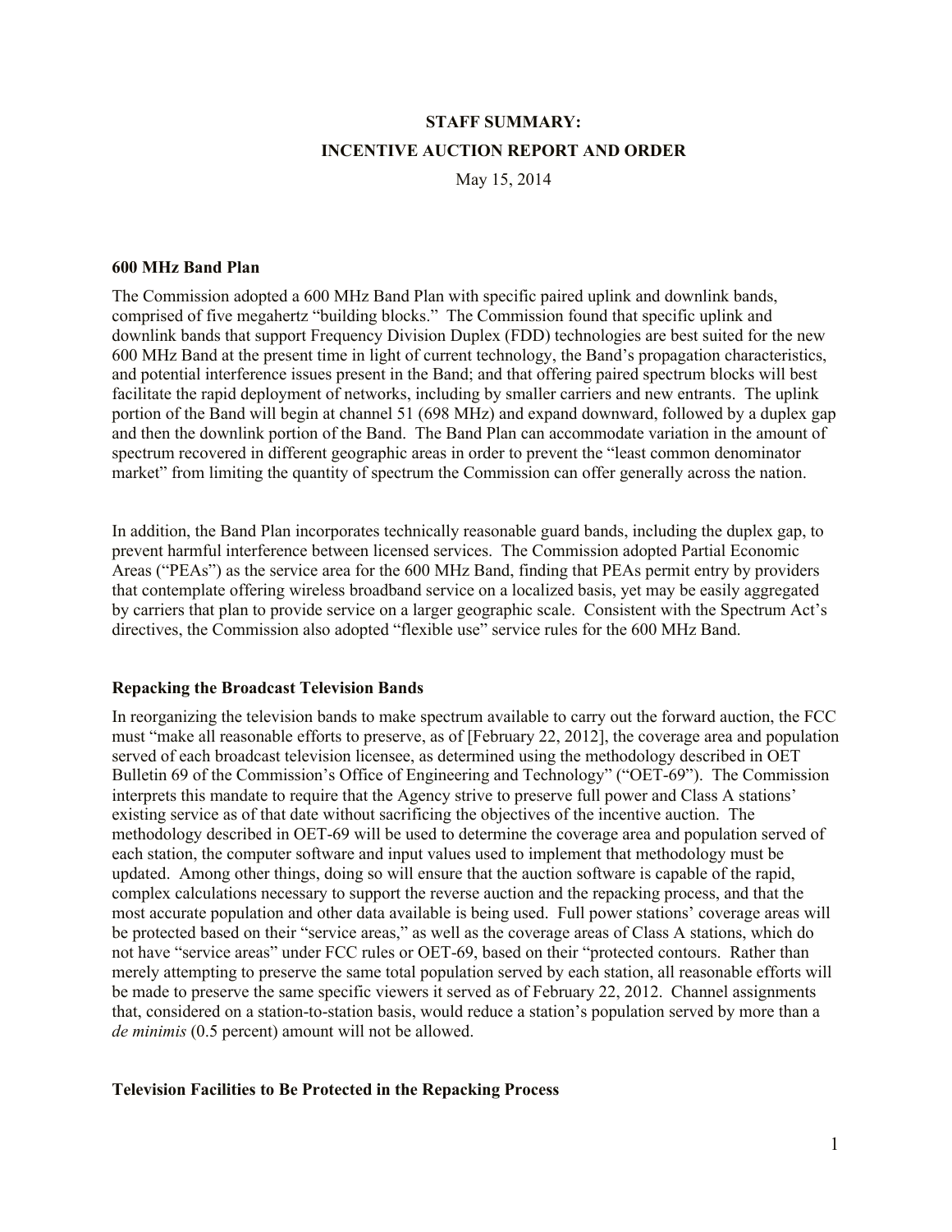**STAFF SUMMARY:**

**INCENTIVE AUCTION REPORT AND ORDER**

May 15, 2014

**600 MHz Band Plan**

The Commission adopted a 600 MHz Band Plan with specific paired uplink and downlink bands, comprised of five megahertz "building blocks." The Commission found that specific uplink and downlink bands that support Frequency Division Duplex (FDD) technologies are best suited for the new 600 MHz Band at the present time in light of current technology, the Band's propagation characteristics, and potential interference issues present in the Band; and that offering paired spectrum blocks will best facilitate the rapid deployment of networks, including by smaller carriers and new entrants. The uplink portion of the Band will begin at channel 51 (698 MHz) and expand downward, followed by a duplex gap and then the downlink portion of the Band. The Band Plan can accommodate variation in the amount of spectrum recovered in different geographic areas in order to prevent the "least common denominator market" from limiting the quantity of spectrum the Commission can offer generally across the nation.

In addition, the Band Plan incorporates technically reasonable guard bands, including the duplex gap, to prevent harmful interference between licensed services. The Commission adopted Partial Economic Areas ("PEAs") as the service area for the 600 MHz Band, finding that PEAs permit entry by providers that contemplate offering wireless broadband service on a localized basis, yet may be easily aggregated by carriers that plan to provide service on a larger geographic scale. Consistent with the Spectrum Act's directives, the Commission also adopted "flexible use" service rules for the 600 MHz Band.

**Repacking the Broadcast Television Bands**

In reorganizing the television bands to make spectrum available to carry out the forward auction, the FCC must "make all reasonable efforts to preserve, as of [February 22, 2012], the coverage area and population served of each broadcast television licensee, as determined using the methodology described in OET Bulletin 69 of the Commission's Office of Engineering and Technology" ("OET-69"). The Commission interprets this mandate to require that the Agency strive to preserve full power and Class A stations' existing service as of that date without sacrificing the objectives of the incentive auction. The methodology described in OET-69 will be used to determine the coverage area and population served of each station, the computer software and input values used to implement that methodology must be updated. Among other things, doing so will ensure that the auction software is capable of the rapid, complex calculations necessary to support the reverse auction and the repacking process, and that the most accurate population and other data available is being used. Full power stations' coverage areas will be protected based on their "service areas," as well as the coverage areas of Class A stations, which do not have "service areas" under FCC rules or OET-69, based on their "protected contours. Rather than merely attempting to preserve the same total population served by each station, all reasonable efforts will be made to preserve the same specific viewers it served as of February 22, 2012. Channel assignments that, considered on a station-to-station basis, would reduce a station's population served by more than a *de minimis* (0.5 percent) amount will not be allowed.

**Television Facilities to Be Protected in the Repacking Process**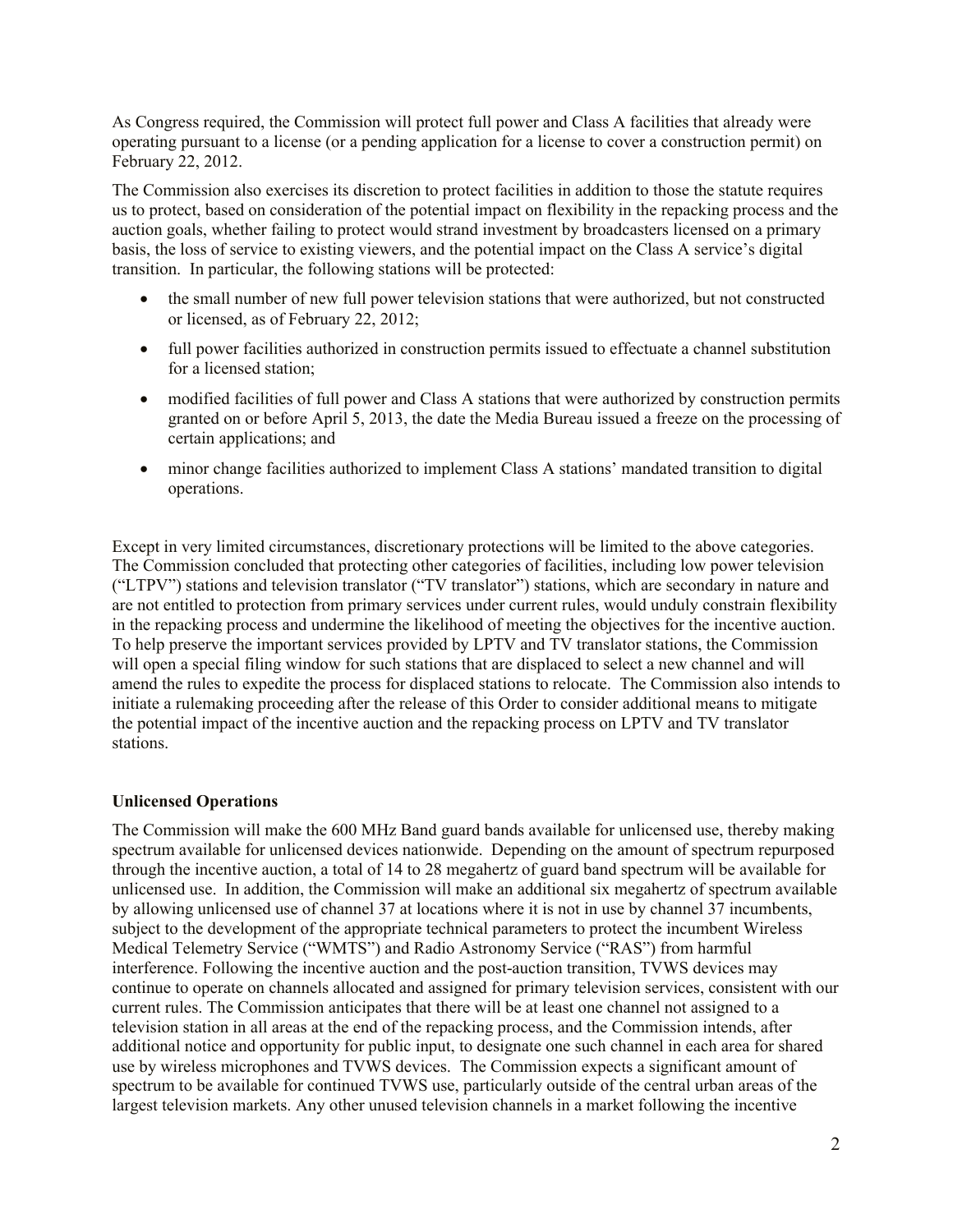As Congress required, the Commission will protect full power and Class A facilities that already were operating pursuant to a license (or a pending application for a license to cover a construction permit) on February 22, 2012.

The Commission also exercises its discretion to protect facilities in addition to those the statute requires us to protect, based on consideration of the potential impact on flexibility in the repacking process and the auction goals, whether failing to protect would strand investment by broadcasters licensed on a primary basis, the loss of service to existing viewers, and the potential impact on the Class A service's digital transition. In particular, the following stations will be protected:

- the small number of new full power television stations that were authorized, but not constructed or licensed, as of February 22, 2012;
- full power facilities authorized in construction permits issued to effectuate a channel substitution for a licensed station;
- modified facilities of full power and Class A stations that were authorized by construction permits granted on or before April 5, 2013, the date the Media Bureau issued a freeze on the processing of certain applications; and
- minor change facilities authorized to implement Class A stations' mandated transition to digital operations.

Except in very limited circumstances, discretionary protections will be limited to the above categories. The Commission concluded that protecting other categories of facilities, including low power television ("LTPV") stations and television translator ("TV translator") stations, which are secondary in nature and are not entitled to protection from primary services under current rules, would unduly constrain flexibility in the repacking process and undermine the likelihood of meeting the objectives for the incentive auction. To help preserve the important services provided by LPTV and TV translator stations, the Commission will open a special filing window for such stations that are displaced to select a new channel and will amend the rules to expedite the process for displaced stations to relocate. The Commission also intends to initiate a rulemaking proceeding after the release of this Order to consider additional means to mitigate the potential impact of the incentive auction and the repacking process on LPTV and TV translator stations.

**Unlicensed Operations**

The Commission will make the 600 MHz Band guard bands available for unlicensed use, thereby making spectrum available for unlicensed devices nationwide. Depending on the amount of spectrum repurposed through the incentive auction, a total of 14 to 28 megahertz of guard band spectrum will be available for unlicensed use. In addition, the Commission will make an additional six megahertz of spectrum available by allowing unlicensed use of channel 37 at locations where it is not in use by channel 37 incumbents, subject to the development of the appropriate technical parameters to protect the incumbent Wireless Medical Telemetry Service ("WMTS") and Radio Astronomy Service ("RAS") from harmful interference. Following the incentive auction and the post-auction transition, TVWS devices may continue to operate on channels allocated and assigned for primary television services, consistent with our current rules. The Commission anticipates that there will be at least one channel not assigned to a television station in all areas at the end of the repacking process, and the Commission intends, after additional notice and opportunity for public input, to designate one such channel in each area for shared use by wireless microphones and TVWS devices. The Commission expects a significant amount of spectrum to be available for continued TVWS use, particularly outside of the central urban areas of the largest television markets. Any other unused television channels in a market following the incentive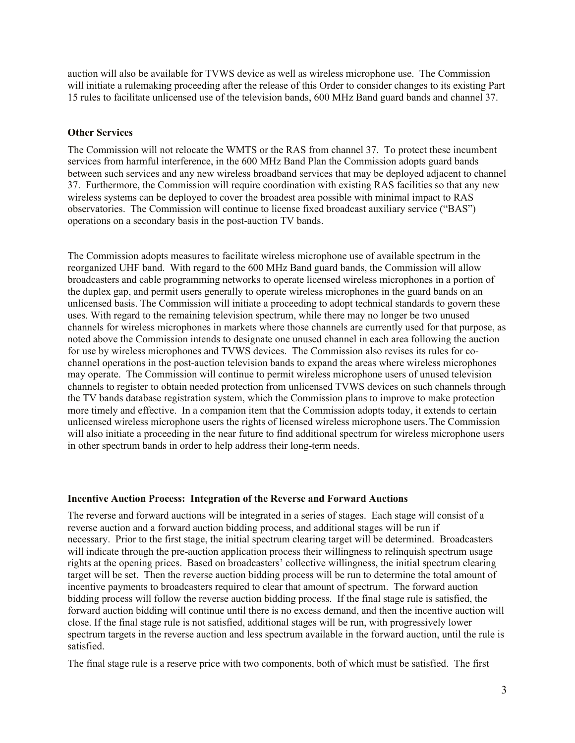auction will also be available for TVWS device as well as wireless microphone use. The Commission will initiate a rulemaking proceeding after the release of this Order to consider changes to its existing Part 15 rules to facilitate unlicensed use of the television bands, 600 MHz Band guard bands and channel 37.

**Other Services**

The Commission will not relocate the WMTS or the RAS from channel 37. To protect these incumbent services from harmful interference, in the 600 MHz Band Plan the Commission adopts guard bands between such services and any new wireless broadband services that may be deployed adjacent to channel 37. Furthermore, the Commission will require coordination with existing RAS facilities so that any new wireless systems can be deployed to cover the broadest area possible with minimal impact to RAS observatories. The Commission will continue to license fixed broadcast auxiliary service ("BAS") operations on a secondary basis in the post-auction TV bands.

The Commission adopts measures to facilitate wireless microphone use of available spectrum in the reorganized UHF band. With regard to the 600 MHz Band guard bands, the Commission will allow broadcasters and cable programming networks to operate licensed wireless microphones in a portion of the duplex gap, and permit users generally to operate wireless microphones in the guard bands on an unlicensed basis. The Commission will initiate a proceeding to adopt technical standards to govern these uses. With regard to the remaining television spectrum, while there may no longer be two unused channels for wireless microphones in markets where those channels are currently used for that purpose, as noted above the Commission intends to designate one unused channel in each area following the auction for use by wireless microphones and TVWS devices. The Commission also revises its rules for co-channel operations in the post-auction television bands to expand the areas where wireless microphones may operate. The Commission will continue to permit wireless microphone users of unused television channels to register to obtain needed protection from unlicensed TVWS devices on such channels through the TV bands database registration system, which the Commission plans to improve to make protection more timely and effective. In a companion item that the Commission adopts today, it extends to certain unlicensed wireless microphone users the rights of licensed wireless microphone users. The Commission will also initiate a proceeding in the near future to find additional spectrum for wireless microphone users in other spectrum bands in order to help address their long-term needs.

**Incentive Auction Process: Integration of the Reverse and Forward Auctions**

The reverse and forward auctions will be integrated in a series of stages. Each stage will consist of a reverse auction and a forward auction bidding process, and additional stages will be run if necessary. Prior to the first stage, the initial spectrum clearing target will be determined. Broadcasters will indicate through the pre-auction application process their willingness to relinquish spectrum usage rights at the opening prices. Based on broadcasters' collective willingness, the initial spectrum clearing target will be set. Then the reverse auction bidding process will be run to determine the total amount of incentive payments to broadcasters required to clear that amount of spectrum. The forward auction bidding process will follow the reverse auction bidding process. If the final stage rule is satisfied, the forward auction bidding will continue until there is no excess demand, and then the incentive auction will close. If the final stage rule is not satisfied, additional stages will be run, with progressively lower spectrum targets in the reverse auction and less spectrum available in the forward auction, until the rule is satisfied.

The final stage rule is a reserve price with two components, both of which must be satisfied. The first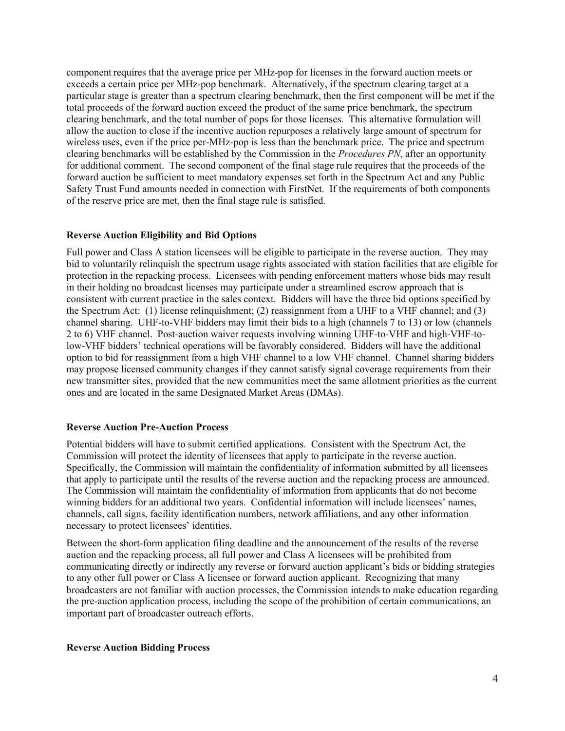component requires that the average price per MHz-pop for licenses in the forward auction meets or exceeds a certain price per MHz-pop benchmark. Alternatively, if the spectrum clearing target at a particular stage is greater than a spectrum clearing benchmark, then the first component will be met if the total proceeds of the forward auction exceed the product of the same price benchmark, the spectrum clearing benchmark, and the total number of pops for those licenses. This alternative formulation will allow the auction to close if the incentive auction repurposes a relatively large amount of spectrum for wireless uses, even if the price per-MHz-pop is less than the benchmark price. The price and spectrum clearing benchmarks will be established by the Commission in the *Procedures PN*, after an opportunity for additional comment. The second component of the final stage rule requires that the proceeds of the forward auction be sufficient to meet mandatory expenses set forth in the Spectrum Act and any Public Safety Trust Fund amounts needed in connection with FirstNet. If the requirements of both components of the reserve price are met, then the final stage rule is satisfied.

**Reverse Auction Eligibility and Bid Options**

Full power and Class A station licensees will be eligible to participate in the reverse auction. They may bid to voluntarily relinquish the spectrum usage rights associated with station facilities that are eligible for protection in the repacking process. Licensees with pending enforcement matters whose bids may result in their holding no broadcast licenses may participate under a streamlined escrow approach that is consistent with current practice in the sales context. Bidders will have the three bid options specified by the Spectrum Act: (1) license relinquishment; (2) reassignment from a UHF to a VHF channel; and (3) channel sharing. UHF-to-VHF bidders may limit their bids to a high (channels 7 to 13) or low (channels 2 to 6) VHF channel. Post-auction waiver requests involving winning UHF-to-VHF and high-VHF-to-low-VHF bidders' technical operations will be favorably considered. Bidders will have the additional option to bid for reassignment from a high VHF channel to a low VHF channel. Channel sharing bidders may propose licensed community changes if they cannot satisfy signal coverage requirements from their new transmitter sites, provided that the new communities meet the same allotment priorities as the current ones and are located in the same Designated Market Areas (DMAs).

**Reverse Auction Pre-Auction Process**

Potential bidders will have to submit certified applications. Consistent with the Spectrum Act, the Commission will protect the identity of licensees that apply to participate in the reverse auction. Specifically, the Commission will maintain the confidentiality of information submitted by all licensees that apply to participate until the results of the reverse auction and the repacking process are announced. The Commission will maintain the confidentiality of information from applicants that do not become winning bidders for an additional two years. Confidential information will include licensees' names, channels, call signs, facility identification numbers, network affiliations, and any other information necessary to protect licensees' identities.

Between the short-form application filing deadline and the announcement of the results of the reverse auction and the repacking process, all full power and Class A licensees will be prohibited from communicating directly or indirectly any reverse or forward auction applicant's bids or bidding strategies to any other full power or Class A licensee or forward auction applicant. Recognizing that many broadcasters are not familiar with auction processes, the Commission intends to make education regarding the pre-auction application process, including the scope of the prohibition of certain communications, an important part of broadcaster outreach efforts.

**Reverse Auction Bidding Process**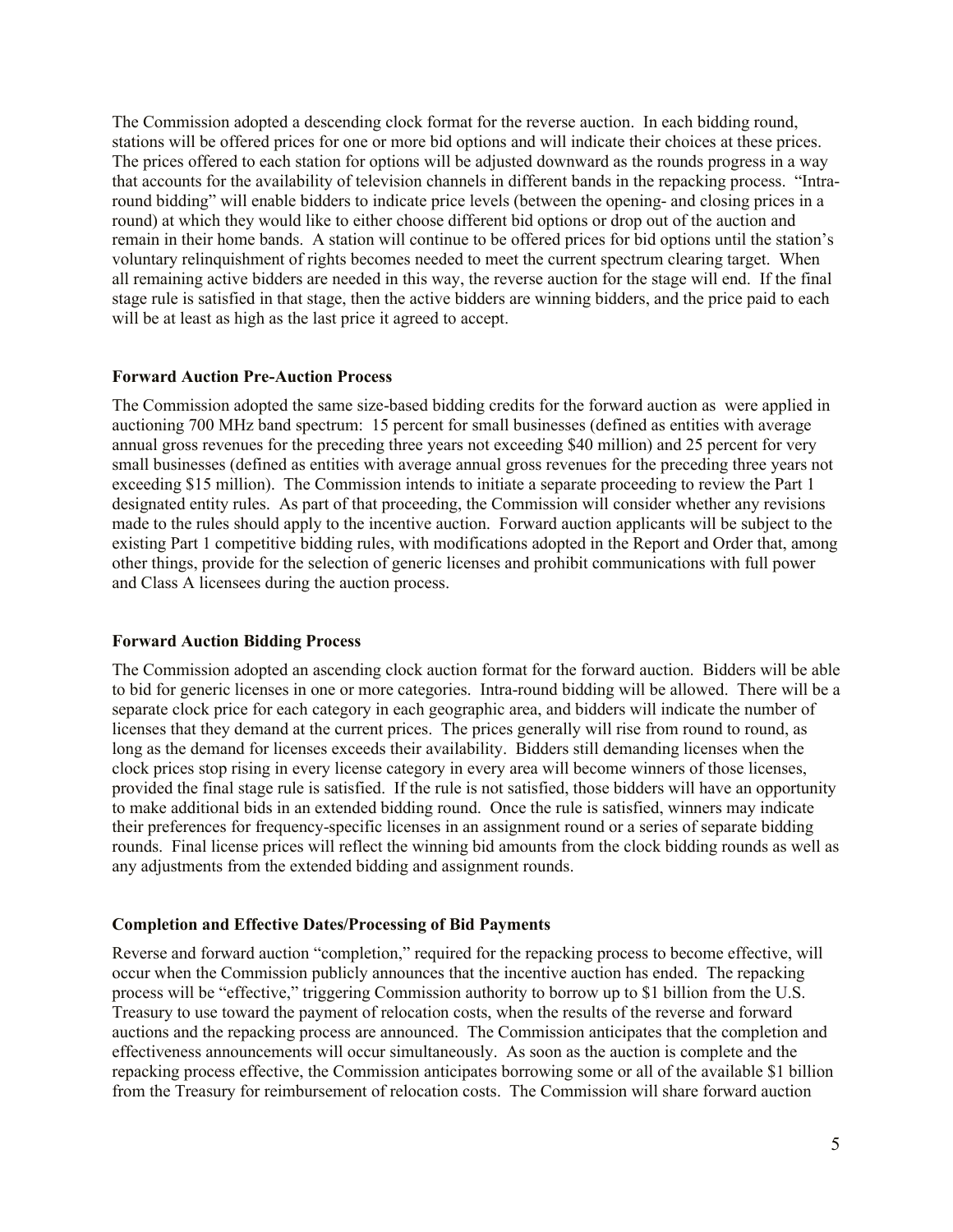The Commission adopted a descending clock format for the reverse auction. In each bidding round, stations will be offered prices for one or more bid options and will indicate their choices at these prices. The prices offered to each station for options will be adjusted downward as the rounds progress in a way that accounts for the availability of television channels in different bands in the repacking process. "Intra-round bidding" will enable bidders to indicate price levels (between the opening- and closing prices in a round) at which they would like to either choose different bid options or drop out of the auction and remain in their home bands. A station will continue to be offered prices for bid options until the station's voluntary relinquishment of rights becomes needed to meet the current spectrum clearing target. When all remaining active bidders are needed in this way, the reverse auction for the stage will end. If the final stage rule is satisfied in that stage, then the active bidders are winning bidders, and the price paid to each will be at least as high as the last price it agreed to accept.

**Forward Auction Pre-Auction Process**

The Commission adopted the same size-based bidding credits for the forward auction as were applied in auctioning 700 MHz band spectrum: 15 percent for small businesses (defined as entities with average annual gross revenues for the preceding three years not exceeding $40 million) and 25 percent for very small businesses (defined as entities with average annual gross revenues for the preceding three years not exceeding $15 million). The Commission intends to initiate a separate proceeding to review the Part 1 designated entity rules. As part of that proceeding, the Commission will consider whether any revisions made to the rules should apply to the incentive auction. Forward auction applicants will be subject to the existing Part 1 competitive bidding rules, with modifications adopted in the Report and Order that, among other things, provide for the selection of generic licenses and prohibit communications with full power and Class A licensees during the auction process.

**Forward Auction Bidding Process**

The Commission adopted an ascending clock auction format for the forward auction. Bidders will be able to bid for generic licenses in one or more categories. Intra-round bidding will be allowed. There will be a separate clock price for each category in each geographic area, and bidders will indicate the number of licenses that they demand at the current prices. The prices generally will rise from round to round, as long as the demand for licenses exceeds their availability. Bidders still demanding licenses when the clock prices stop rising in every license category in every area will become winners of those licenses, provided the final stage rule is satisfied. If the rule is not satisfied, those bidders will have an opportunity to make additional bids in an extended bidding round. Once the rule is satisfied, winners may indicate their preferences for frequency-specific licenses in an assignment round or a series of separate bidding rounds. Final license prices will reflect the winning bid amounts from the clock bidding rounds as well as any adjustments from the extended bidding and assignment rounds.

**Completion and Effective Dates/Processing of Bid Payments**

Reverse and forward auction "completion," required for the repacking process to become effective, will occur when the Commission publicly announces that the incentive auction has ended. The repacking process will be "effective," triggering Commission authority to borrow up to $1 billion from the U.S. Treasury to use toward the payment of relocation costs, when the results of the reverse and forward auctions and the repacking process are announced. The Commission anticipates that the completion and effectiveness announcements will occur simultaneously. As soon as the auction is complete and the repacking process effective, the Commission anticipates borrowing some or all of the available $1 billion from the Treasury for reimbursement of relocation costs. The Commission will share forward auction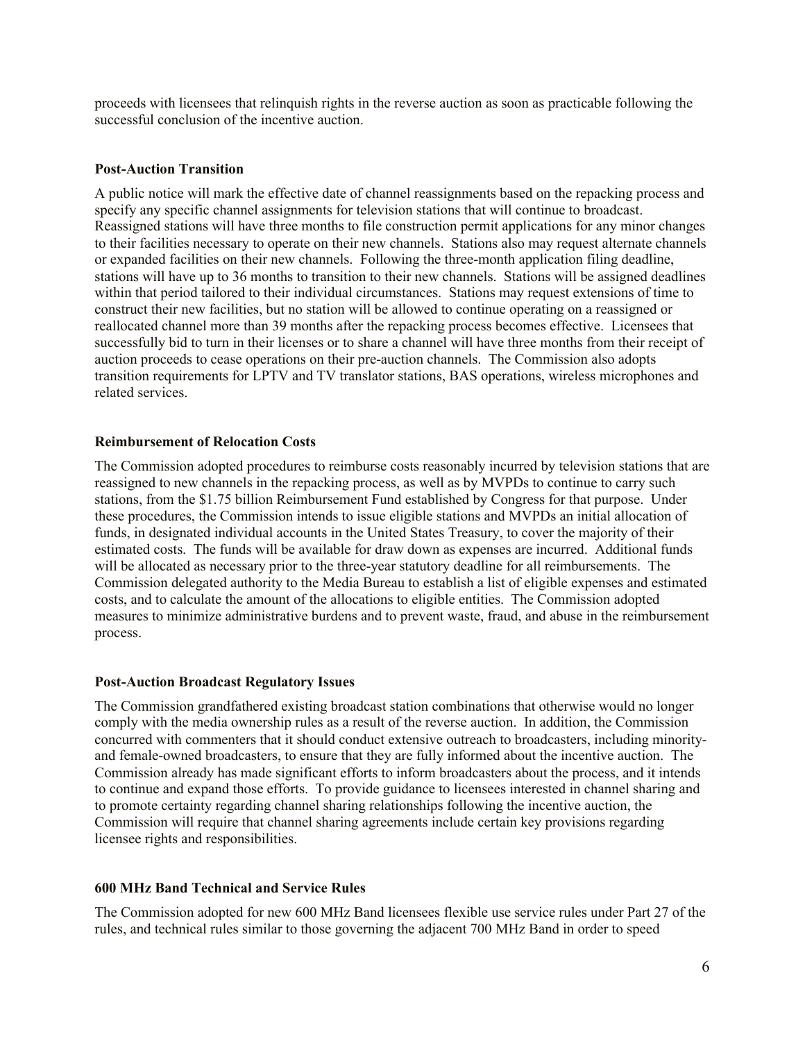proceeds with licensees that relinquish rights in the reverse auction as soon as practicable following the successful conclusion of the incentive auction.

**Post-Auction Transition**

A public notice will mark the effective date of channel reassignments based on the repacking process and specify any specific channel assignments for television stations that will continue to broadcast. Reassigned stations will have three months to file construction permit applications for any minor changes to their facilities necessary to operate on their new channels. Stations also may request alternate channels or expanded facilities on their new channels. Following the three-month application filing deadline, stations will have up to 36 months to transition to their new channels. Stations will be assigned deadlines within that period tailored to their individual circumstances. Stations may request extensions of time to construct their new facilities, but no station will be allowed to continue operating on a reassigned or reallocated channel more than 39 months after the repacking process becomes effective. Licensees that successfully bid to turn in their licenses or to share a channel will have three months from their receipt of auction proceeds to cease operations on their pre-auction channels. The Commission also adopts transition requirements for LPTV and TV translator stations, BAS operations, wireless microphones and related services.

**Reimbursement of Relocation Costs**

The Commission adopted procedures to reimburse costs reasonably incurred by television stations that are reassigned to new channels in the repacking process, as well as by MVPDs to continue to carry such stations, from the $1.75 billion Reimbursement Fund established by Congress for that purpose. Under these procedures, the Commission intends to issue eligible stations and MVPDs an initial allocation of funds, in designated individual accounts in the United States Treasury, to cover the majority of their estimated costs. The funds will be available for draw down as expenses are incurred. Additional funds will be allocated as necessary prior to the three-year statutory deadline for all reimbursements. The Commission delegated authority to the Media Bureau to establish a list of eligible expenses and estimated costs, and to calculate the amount of the allocations to eligible entities. The Commission adopted measures to minimize administrative burdens and to prevent waste, fraud, and abuse in the reimbursement process.

**Post-Auction Broadcast Regulatory Issues**

The Commission grandfathered existing broadcast station combinations that otherwise would no longer comply with the media ownership rules as a result of the reverse auction. In addition, the Commission concurred with commenters that it should conduct extensive outreach to broadcasters, including minority- and female-owned broadcasters, to ensure that they are fully informed about the incentive auction. The Commission already has made significant efforts to inform broadcasters about the process, and it intends to continue and expand those efforts. To provide guidance to licensees interested in channel sharing and to promote certainty regarding channel sharing relationships following the incentive auction, the Commission will require that channel sharing agreements include certain key provisions regarding licensee rights and responsibilities.

**600 MHz Band Technical and Service Rules**

The Commission adopted for new 600 MHz Band licensees flexible use service rules under Part 27 of the rules, and technical rules similar to those governing the adjacent 700 MHz Band in order to speed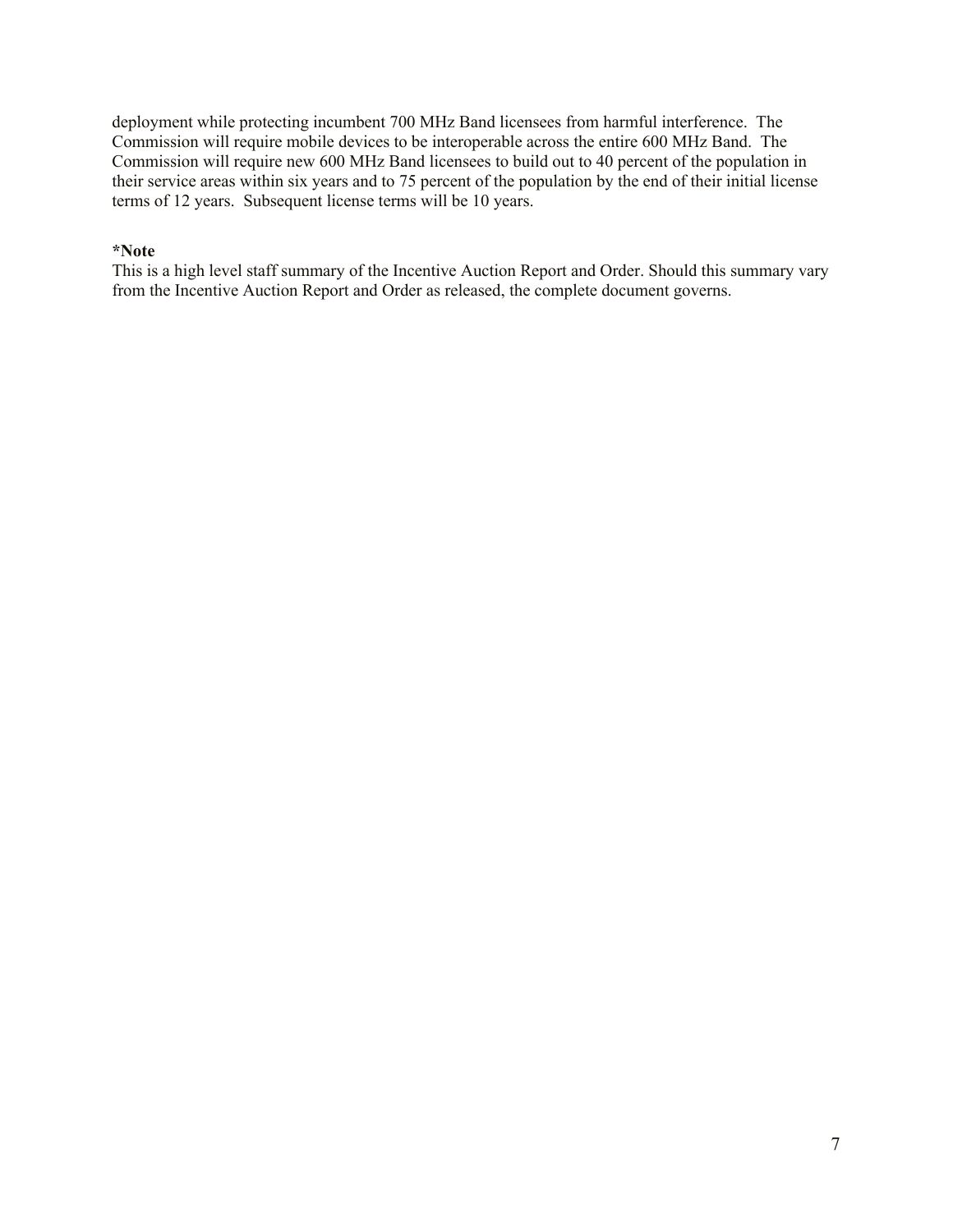deployment while protecting incumbent 700 MHz Band licensees from harmful interference. The Commission will require mobile devices to be interoperable across the entire 600 MHz Band. The Commission will require new 600 MHz Band licensees to build out to 40 percent of the population in their service areas within six years and to 75 percent of the population by the end of their initial license terms of 12 years. Subsequent license terms will be 10 years.

**\*Note**

This is a high level staff summary of the Incentive Auction Report and Order. Should this summary vary from the Incentive Auction Report and Order as released, the complete document governs.